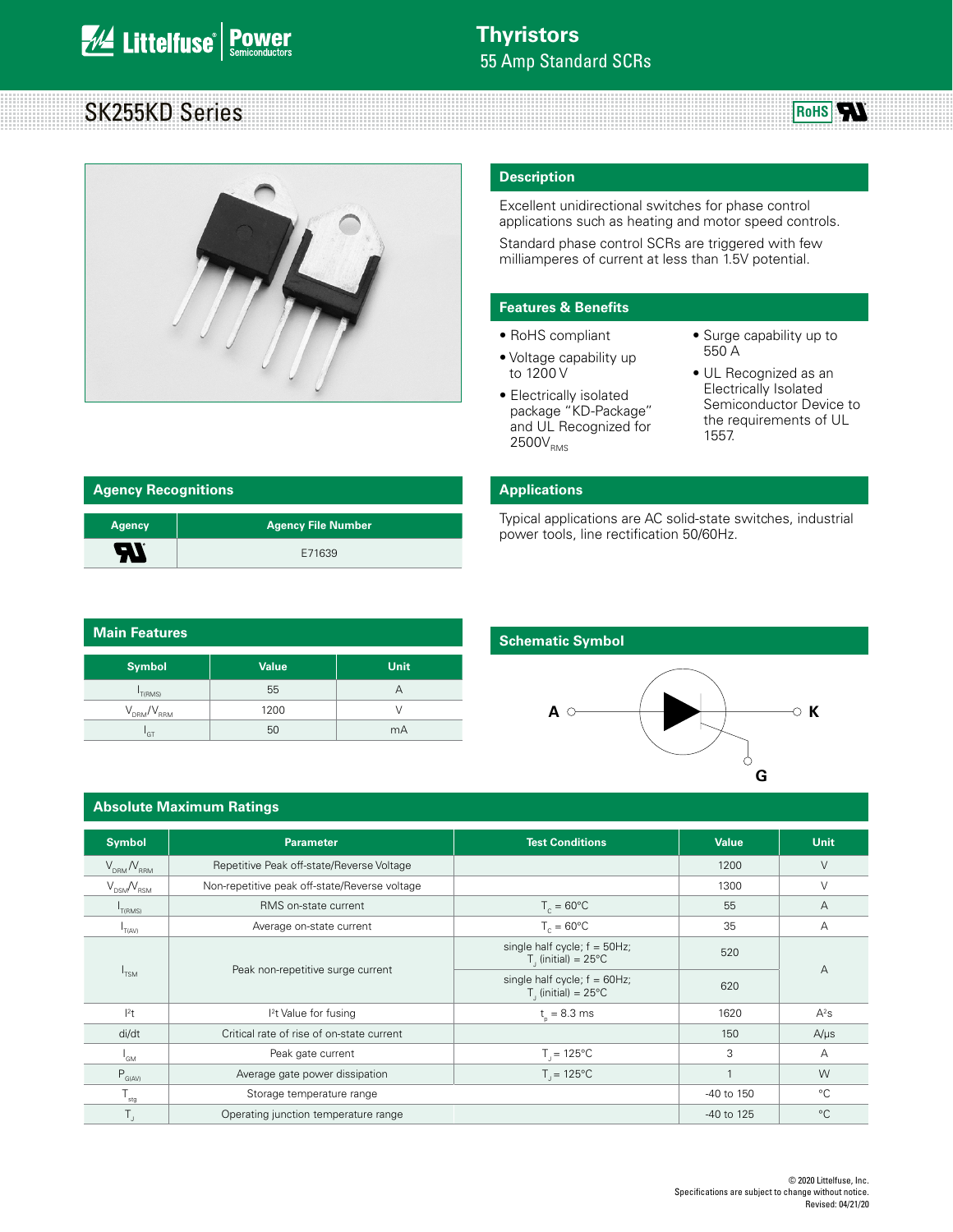# Thyristors

## 55 Amp Standard SCRs

# SK255KD Series

## Description

Excellent unidirectional switches for phase control applications such as heating and motor speed controls.

Standard phase control SCRs are triggered with few milliamperes of current at less than 1.5V potential.

## Features & Benefits

- RoHS compliant
- Voltage capability up to 1200 V
- Electrically isolated package "KD-Package" and UL Recognized for 2500$V_{RMS}$
- Surge capability up to 550 A
- UL Recognized as an Electrically Isolated Semiconductor Device to the requirements of UL 1557.

## Agency Recognitions

| Agency | Agency File Number |
|---|---|
| UL | E71639 |

## Applications

Typical applications are AC solid-state switches, industrial power tools, line rectification 50/60Hz.

## Main Features

| Symbol | Value | Unit |
|---|---|---|
| $I_{T(RMS)}$ | 55 | A |
| $V_{DRM}/V_{RRM}$ | 1200 | V |
| $I_{GT}$ | 50 | mA |

## Schematic Symbol

A — K, G

## Absolute Maximum Ratings

| Symbol | Parameter | Test Conditions | Value | Unit |
|---|---|---|---|---|
| $V_{DRM}/V_{RRM}$ | Repetitive Peak off-state/Reverse Voltage | | 1200 | V |
| $V_{DSM}/V_{RSM}$ | Non-repetitive peak off-state/Reverse voltage | | 1300 | V |
| $I_{T(RMS)}$ | RMS on-state current | $T_C$ = 60°C | 55 | A |
| $I_{T(AV)}$ | Average on-state current | $T_C$ = 60°C | 35 | A |
| $I_{TSM}$ | Peak non-repetitive surge current | single half cycle; f = 50Hz; $T_J$ (initial) = 25°C | 520 | A |
| | | single half cycle; f = 60Hz; $T_J$ (initial) = 25°C | 620 | |
| $I^2t$ | $I^2t$ Value for fusing | $t_p$ = 8.3 ms | 1620 | $A^2s$ |
| di/dt | Critical rate of rise of on-state current | | 150 | A/μs |
| $I_{GM}$ | Peak gate current | $T_J$ = 125°C | 3 | A |
| $P_{G(AV)}$ | Average gate power dissipation | $T_J$ = 125°C | 1 | W |
| $T_{stg}$ | Storage temperature range | | -40 to 150 | °C |
| $T_J$ | Operating junction temperature range | | -40 to 125 | °C |

© 2020 Littelfuse, Inc.
Specifications are subject to change without notice.
Revised: 04/21/20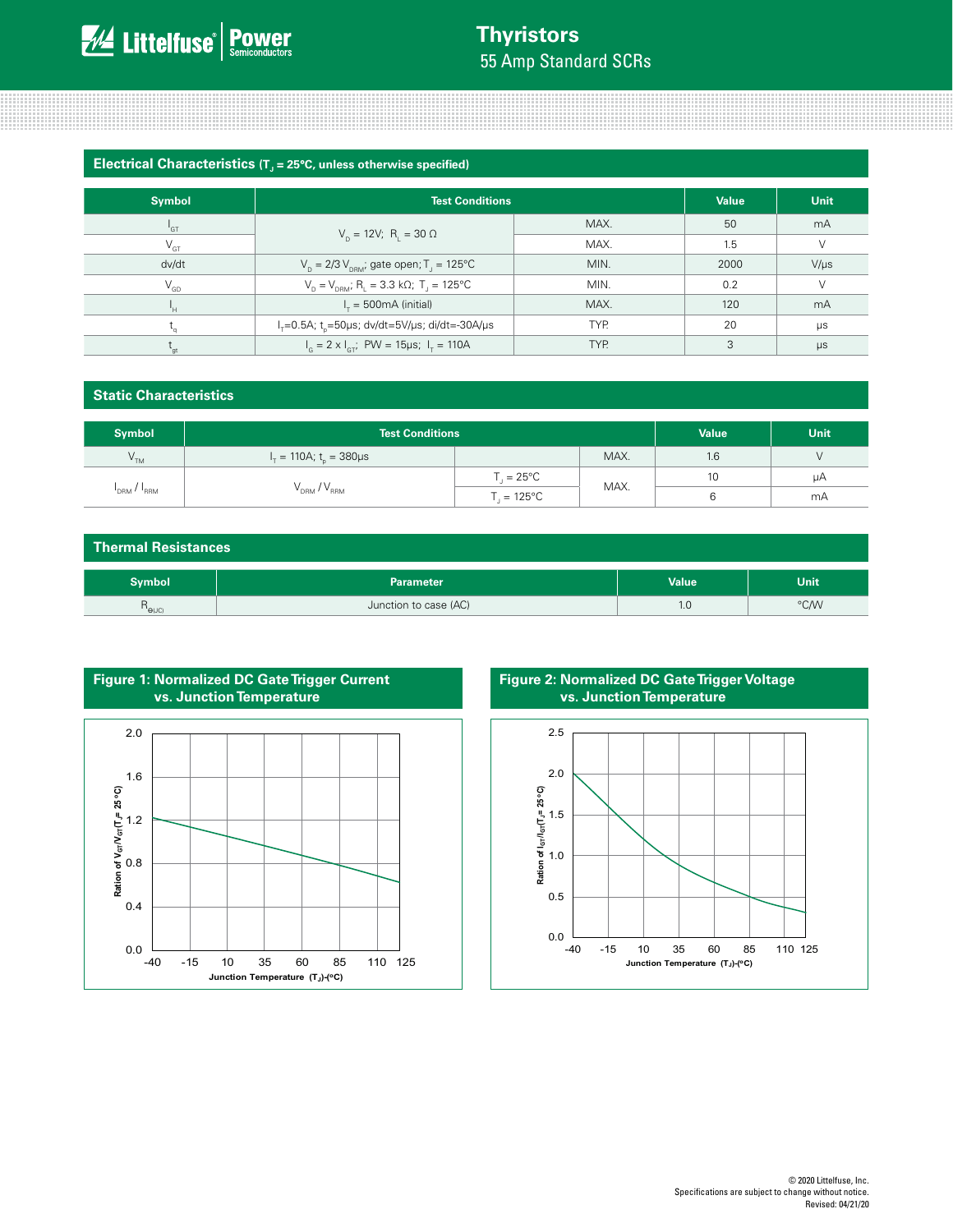## Electrical Characteristics ($T_J$ = 25°C, unless otherwise specified)

| Symbol | Test Conditions | | Value | Unit |
|---|---|---|---|---|
| $I_{GT}$ | $V_D$ = 12V; $R_L$ = 30 Ω | MAX. | 50 | mA |
| $V_{GT}$ | | MAX. | 1.5 | V |
| dv/dt | $V_D$ = 2/3 $V_{DRM}$; gate open; $T_J$ = 125°C | MIN. | 2000 | V/μs |
| $V_{GD}$ | $V_D$ = $V_{DRM}$; $R_L$ = 3.3 kΩ; $T_J$ = 125°C | MIN. | 0.2 | V |
| $I_H$ | $I_T$ = 500mA (initial) | MAX. | 120 | mA |
| $t_q$ | $I_T$=0.5A; $t_p$=50μs; dv/dt=5V/μs; di/dt=-30A/μs | TYP. | 20 | μs |
| $t_{gt}$ | $I_G$ = 2 x $I_{GT}$; PW = 15μs; $I_T$ = 110A | TYP. | 3 | μs |

## Static Characteristics

| Symbol | Test Conditions | | | Value | Unit |
|---|---|---|---|---|---|
| $V_{TM}$ | $I_T$ = 110A; $t_p$ = 380μs | | MAX. | 1.6 | V |
| $I_{DRM}$ / $I_{RRM}$ | $V_{DRM}$ / $V_{RRM}$ | $T_J$ = 25°C | MAX. | 10 | μA |
| | | $T_J$ = 125°C | | 6 | mA |

## Thermal Resistances

| Symbol | Parameter | Value | Unit |
|---|---|---|---|
| $R_{\theta(JC)}$ | Junction to case (AC) | 1.0 | °C/W |

## Figure 1: Normalized DC Gate Trigger Current vs. Junction Temperature

## Figure 2: Normalized DC Gate Trigger Voltage vs. Junction Temperature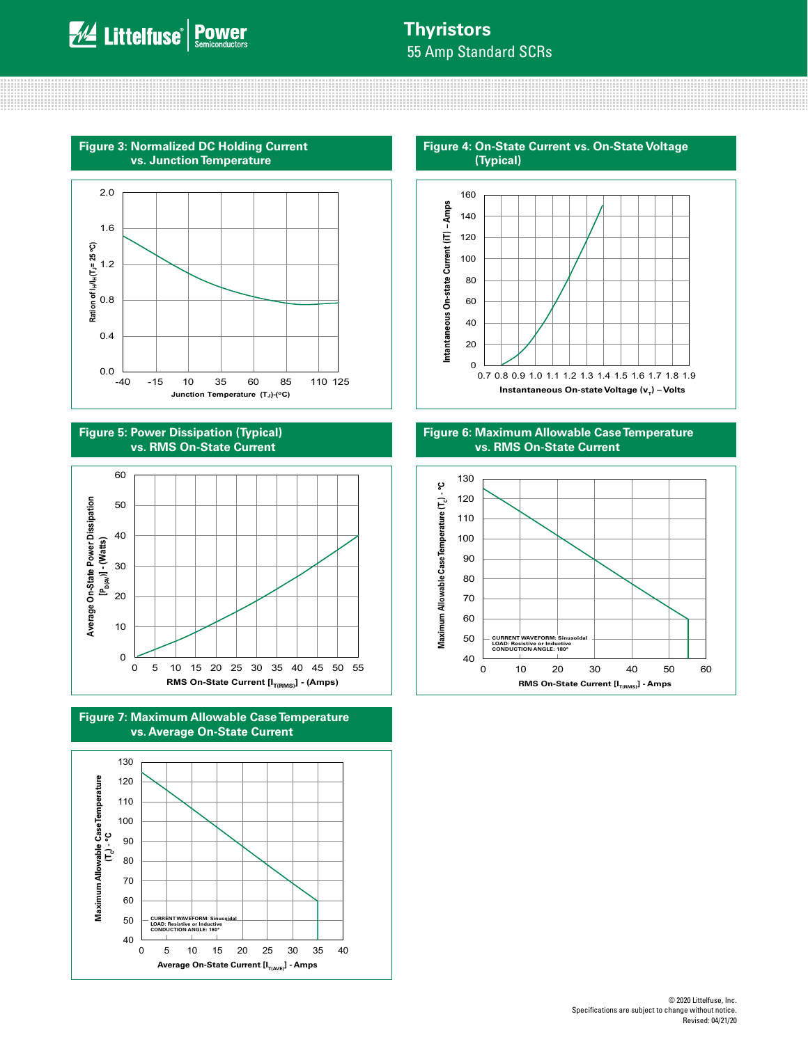## Figure 3: Normalized DC Holding Current vs. Junction Temperature

Ration of $I_H/I_H(T_J = 25\ °C)$

Junction Temperature $(T_J)$-(°C)

## Figure 4: On-State Current vs. On-State Voltage (Typical)

Intantaneous On-state Current (iT) – Amps

Instantaneous On-state Voltage $(v_T)$ – Volts

## Figure 5: Power Dissipation (Typical) vs. RMS On-State Current

Average On-State Power Dissipation $[P_{D(AV)}]$ - (Watts)

RMS On-State Current $[I_{T(RMS)}]$ - (Amps)

## Figure 6: Maximum Allowable Case Temperature vs. RMS On-State Current

Maximum Allowable Case Temperature $(T_C)$ - °C

CURRENT WAVEFORM: Sinusoidal
LOAD: Resistive or Inductive
CONDUCTION ANGLE: 180°

RMS On-State Current $[I_{T(RMS)}]$ - Amps

## Figure 7: Maximum Allowable Case Temperature vs. Average On-State Current

Maximum Allowable Case Temperature $(T_C)$ - °C

CURRENT WAVEFORM: Sinusoidal
LOAD: Resistive or Inductive
CONDUCTION ANGLE: 180°

Average On-State Current $[I_{T(AVE)}]$ - Amps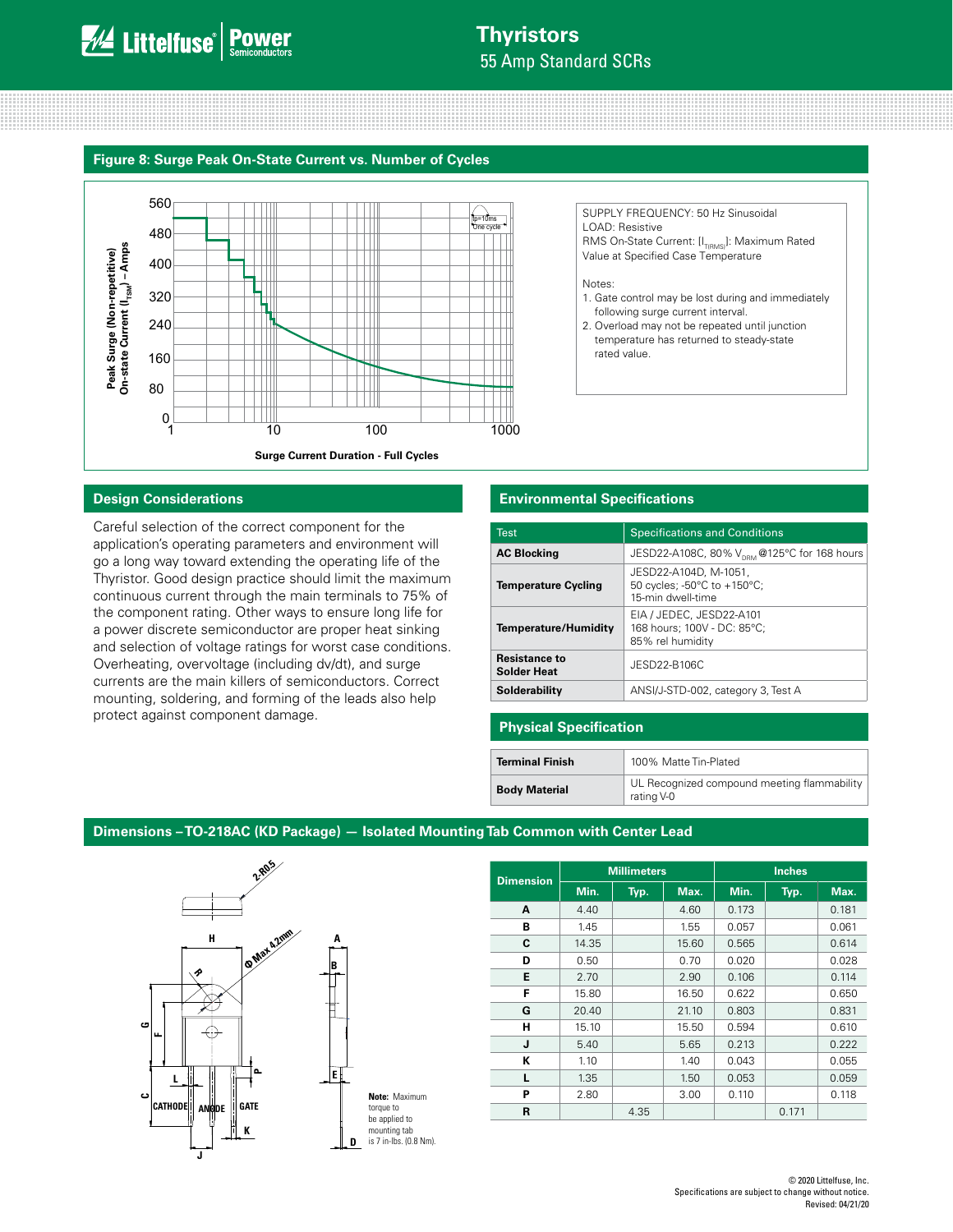## Figure 8: Surge Peak On-State Current vs. Number of Cycles

SUPPLY FREQUENCY: 50 Hz Sinusoidal
LOAD: Resistive
RMS On-State Current: [$I_{T(RMS)}$]: Maximum Rated Value at Specified Case Temperature

Notes:

1. Gate control may be lost during and immediately following surge current interval.
2. Overload may not be repeated until junction temperature has returned to steady-state rated value.

## Design Considerations

Careful selection of the correct component for the application's operating parameters and environment will go a long way toward extending the operating life of the Thyristor. Good design practice should limit the maximum continuous current through the main terminals to 75% of the component rating. Other ways to ensure long life for a power discrete semiconductor are proper heat sinking and selection of voltage ratings for worst case conditions. Overheating, overvoltage (including dv/dt), and surge currents are the main killers of semiconductors. Correct mounting, soldering, and forming of the leads also help protect against component damage.

## Environmental Specifications

| Test | Specifications and Conditions |
|---|---|
| **AC Blocking** | JESD22-A108C, 80% $V_{DRM}$ @125°C for 168 hours |
| **Temperature Cycling** | JESD22-A104D, M-1051, 50 cycles; -50°C to +150°C; 15-min dwell-time |
| **Temperature/Humidity** | EIA / JEDEC, JESD22-A101 168 hours; 100V - DC: 85°C; 85% rel humidity |
| **Resistance to Solder Heat** | JESD22-B106C |
| **Solderability** | ANSI/J-STD-002, category 3, Test A |

## Physical Specification

| | |
|---|---|
| **Terminal Finish** | 100% Matte Tin-Plated |
| **Body Material** | UL Recognized compound meeting flammability rating V-0 |

## Dimensions – TO-218AC (KD Package) — Isolated Mounting Tab Common with Center Lead

**Note:** Maximum torque to be applied to mounting tab is 7 in-lbs. (0.8 Nm).

| Dimension | Millimeters | | | Inches | | |
|---|---|---|---|---|---|---|
| | Min. | Typ. | Max. | Min. | Typ. | Max. |
| **A** | 4.40 | | 4.60 | 0.173 | | 0.181 |
| **B** | 1.45 | | 1.55 | 0.057 | | 0.061 |
| **C** | 14.35 | | 15.60 | 0.565 | | 0.614 |
| **D** | 0.50 | | 0.70 | 0.020 | | 0.028 |
| **E** | 2.70 | | 2.90 | 0.106 | | 0.114 |
| **F** | 15.80 | | 16.50 | 0.622 | | 0.650 |
| **G** | 20.40 | | 21.10 | 0.803 | | 0.831 |
| **H** | 15.10 | | 15.50 | 0.594 | | 0.610 |
| **J** | 5.40 | | 5.65 | 0.213 | | 0.222 |
| **K** | 1.10 | | 1.40 | 0.043 | | 0.055 |
| **L** | 1.35 | | 1.50 | 0.053 | | 0.059 |
| **P** | 2.80 | | 3.00 | 0.110 | | 0.118 |
| **R** | | 4.35 | | | 0.171 | |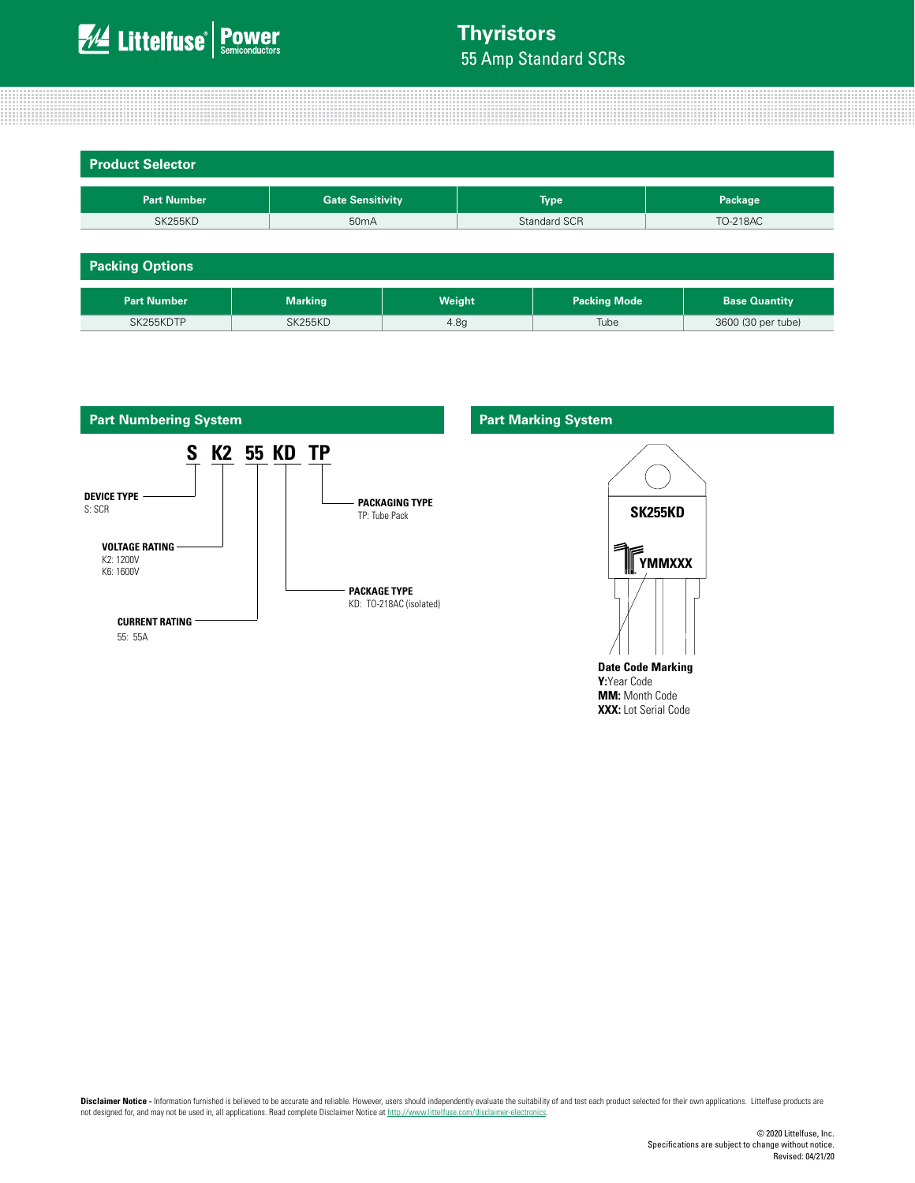## Product Selector

| Part Number | Gate Sensitivity | Type | Package |
| --- | --- | --- | --- |
| SK255KD | 50mA | Standard SCR | TO-218AC |

## Packing Options

| Part Number | Marking | Weight | Packing Mode | Base Quantity |
| --- | --- | --- | --- | --- |
| SK255KDTP | SK255KD | 4.8g | Tube | 3600 (30 per tube) |

## Part Numbering System

**S K2 55 KD TP**

**DEVICE TYPE**
S: SCR

**VOLTAGE RATING**
K2: 1200V
K6: 1600V

**CURRENT RATING**
55: 55A

**PACKAGING TYPE**
TP: Tube Pack

**PACKAGE TYPE**
KD: TO-218AC (isolated)

## Part Marking System

SK255KD

YMMXXX

**Date Code Marking**
**Y:** Year Code
**MM:** Month Code
**XXX:** Lot Serial Code

**Disclaimer Notice -** Information furnished is believed to be accurate and reliable. However, users should independently evaluate the suitability of and test each product selected for their own applications. Littelfuse products are not designed for, and may not be used in, all applications. Read complete Disclaimer Notice at http://www.littelfuse.com/disclaimer-electronics.

© 2020 Littelfuse, Inc.
Specifications are subject to change without notice.
Revised: 04/21/20